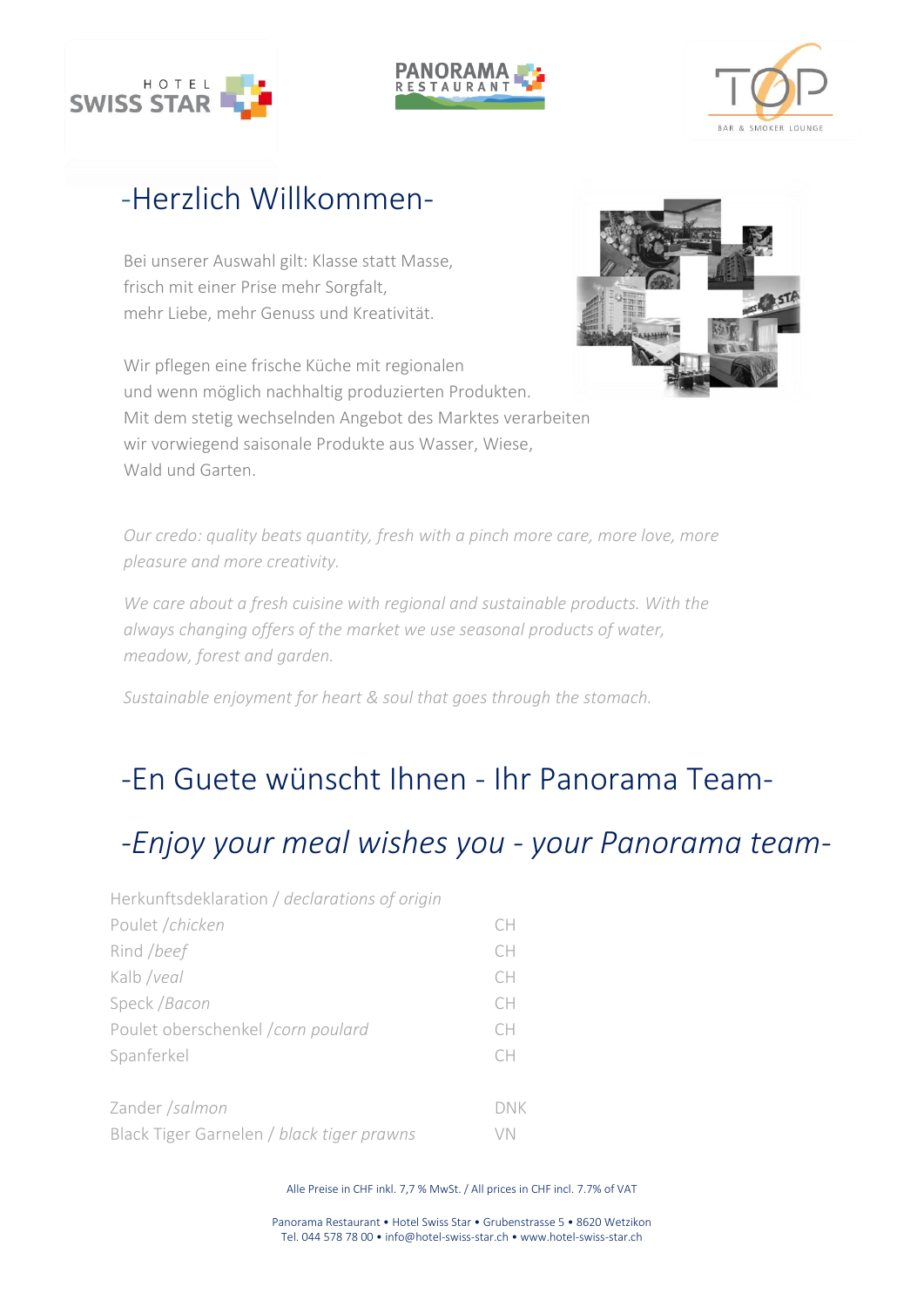## -Herzlich Willkommen-

Bei unserer Auswahl gilt: Klasse statt Masse,
frisch mit einer Prise mehr Sorgfalt,
mehr Liebe, mehr Genuss und Kreativität.

Wir pflegen eine frische Küche mit regionalen
und wenn möglich nachhaltig produzierten Produkten.
Mit dem stetig wechselnden Angebot des Marktes verarbeiten
wir vorwiegend saisonale Produkte aus Wasser, Wiese,
Wald und Garten.

*Our credo: quality beats quantity, fresh with a pinch more care, more love, more pleasure and more creativity.*

*We care about a fresh cuisine with regional and sustainable products. With the always changing offers of the market we use seasonal products of water, meadow, forest and garden.*

*Sustainable enjoyment for heart & soul that goes through the stomach.*

## -En Guete wünscht Ihnen - Ihr Panorama Team-

## *-Enjoy your meal wishes you - your Panorama team-*

| Herkunftsdeklaration / *declarations of origin* | |
|---|---|
| Poulet /*chicken* | CH |
| Rind /*beef* | CH |
| Kalb /*veal* | CH |
| Speck /*Bacon* | CH |
| Poulet oberschenkel /*corn poulard* | CH |
| Spanferkel | CH |
| | |
| Zander /*salmon* | DNK |
| Black Tiger Garnelen / *black tiger prawns* | VN |

Alle Preise in CHF inkl. 7,7 % MwSt. / All prices in CHF incl. 7.7% of VAT

Panorama Restaurant • Hotel Swiss Star • Grubenstrasse 5 • 8620 Wetzikon
Tel. 044 578 78 00 • info@hotel-swiss-star.ch • www.hotel-swiss-star.ch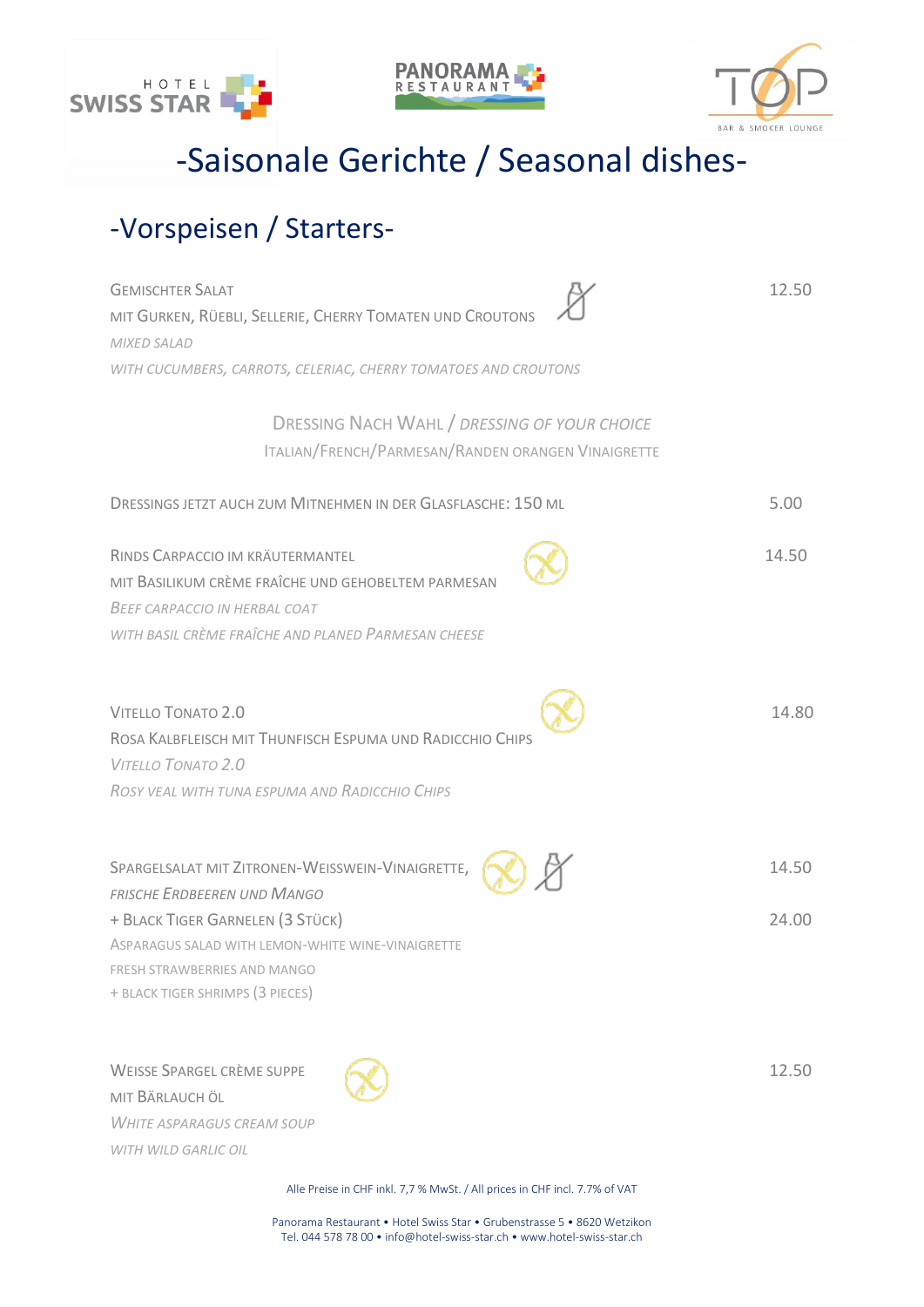# -Saisonale Gerichte / Seasonal dishes-

## -Vorspeisen / Starters-

GEMISCHTER SALAT
MIT GURKEN, RÜEBLI, SELLERIE, CHERRY TOMATEN UND CROUTONS — 12.50
*MIXED SALAD*
*WITH CUCUMBERS, CARROTS, CELERIAC, CHERRY TOMATOES AND CROUTONS*

DRESSING NACH WAHL / *DRESSING OF YOUR CHOICE*
ITALIAN/FRENCH/PARMESAN/RANDEN ORANGEN VINAIGRETTE

DRESSINGS JETZT AUCH ZUM MITNEHMEN IN DER GLASFLASCHE: 150 ML — 5.00

RINDS CARPACCIO IM KRÄUTERMANTEL
MIT BASILIKUM CRÈME FRAÎCHE UND GEHOBELTEM PARMESAN — 14.50
*BEEF CARPACCIO IN HERBAL COAT*
*WITH BASIL CRÈME FRAÎCHE AND PLANED PARMESAN CHEESE*

VITELLO TONATO 2.0
ROSA KALBFLEISCH MIT THUNFISCH ESPUMA UND RADICCHIO CHIPS — 14.80
*VITELLO TONATO 2.0*
*ROSY VEAL WITH TUNA ESPUMA AND RADICCHIO CHIPS*

SPARGELSALAT MIT ZITRONEN-WEISSWEIN-VINAIGRETTE,
*FRISCHE ERDBEEREN UND MANGO* — 14.50
+ BLACK TIGER GARNELEN (3 STÜCK) — 24.00
ASPARAGUS SALAD WITH LEMON-WHITE WINE-VINAIGRETTE
FRESH STRAWBERRIES AND MANGO
+ BLACK TIGER SHRIMPS (3 PIECES)

WEISSE SPARGEL CRÈME SUPPE
MIT BÄRLAUCH ÖL — 12.50
*WHITE ASPARAGUS CREAM SOUP*
*WITH WILD GARLIC OIL*

Alle Preise in CHF inkl. 7,7 % MwSt. / All prices in CHF incl. 7.7% of VAT

Panorama Restaurant • Hotel Swiss Star • Grubenstrasse 5 • 8620 Wetzikon
Tel. 044 578 78 00 • info@hotel-swiss-star.ch • www.hotel-swiss-star.ch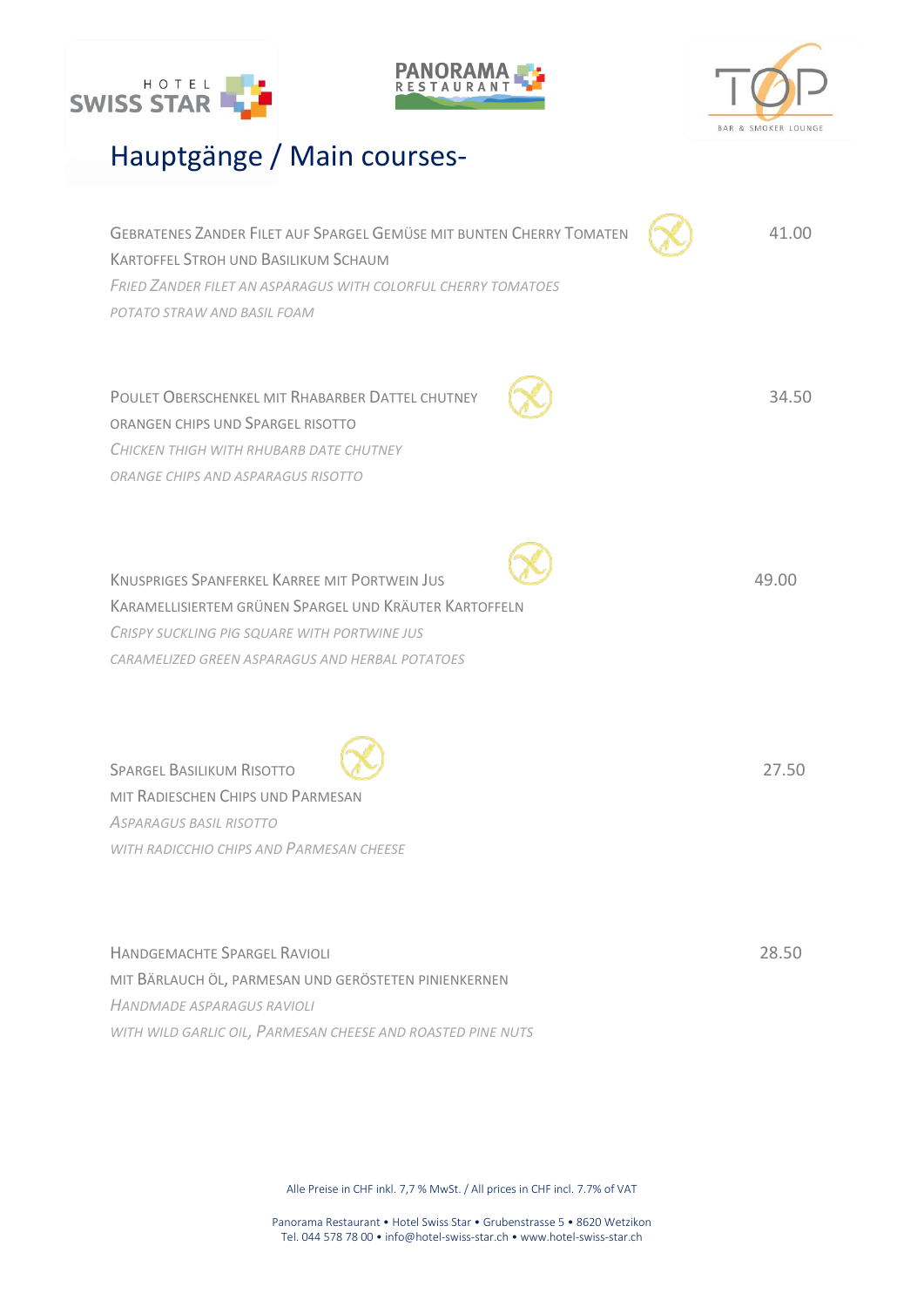# Hauptgänge / Main courses-

**GEBRATENES ZANDER FILET AUF SPARGEL GEMÜSE MIT BUNTEN CHERRY TOMATEN KARTOFFEL STROH UND BASILIKUM SCHAUM** — 41.00

*FRIED ZANDER FILET AN ASPARAGUS WITH COLORFUL CHERRY TOMATOES POTATO STRAW AND BASIL FOAM*

**POULET OBERSCHENKEL MIT RHABARBER DATTEL CHUTNEY ORANGEN CHIPS UND SPARGEL RISOTTO** — 34.50

*CHICKEN THIGH WITH RHUBARB DATE CHUTNEY ORANGE CHIPS AND ASPARAGUS RISOTTO*

**KNUSPRIGES SPANFERKEL KARREE MIT PORTWEIN JUS KARAMELLISIERTEM GRÜNEN SPARGEL UND KRÄUTER KARTOFFELN** — 49.00

*CRISPY SUCKLING PIG SQUARE WITH PORTWINE JUS CARAMELIZED GREEN ASPARAGUS AND HERBAL POTATOES*

**SPARGEL BASILIKUM RISOTTO MIT RADIESCHEN CHIPS UND PARMESAN** — 27.50

*ASPARAGUS BASIL RISOTTO WITH RADICCHIO CHIPS AND PARMESAN CHEESE*

**HANDGEMACHTE SPARGEL RAVIOLI MIT BÄRLAUCH ÖL, PARMESAN UND GERÖSTETEN PINIENKERNEN** — 28.50

*HANDMADE ASPARAGUS RAVIOLI WITH WILD GARLIC OIL, PARMESAN CHEESE AND ROASTED PINE NUTS*

Alle Preise in CHF inkl. 7,7 % MwSt. / All prices in CHF incl. 7.7% of VAT

Panorama Restaurant • Hotel Swiss Star • Grubenstrasse 5 • 8620 Wetzikon
Tel. 044 578 78 00 • info@hotel-swiss-star.ch • www.hotel-swiss-star.ch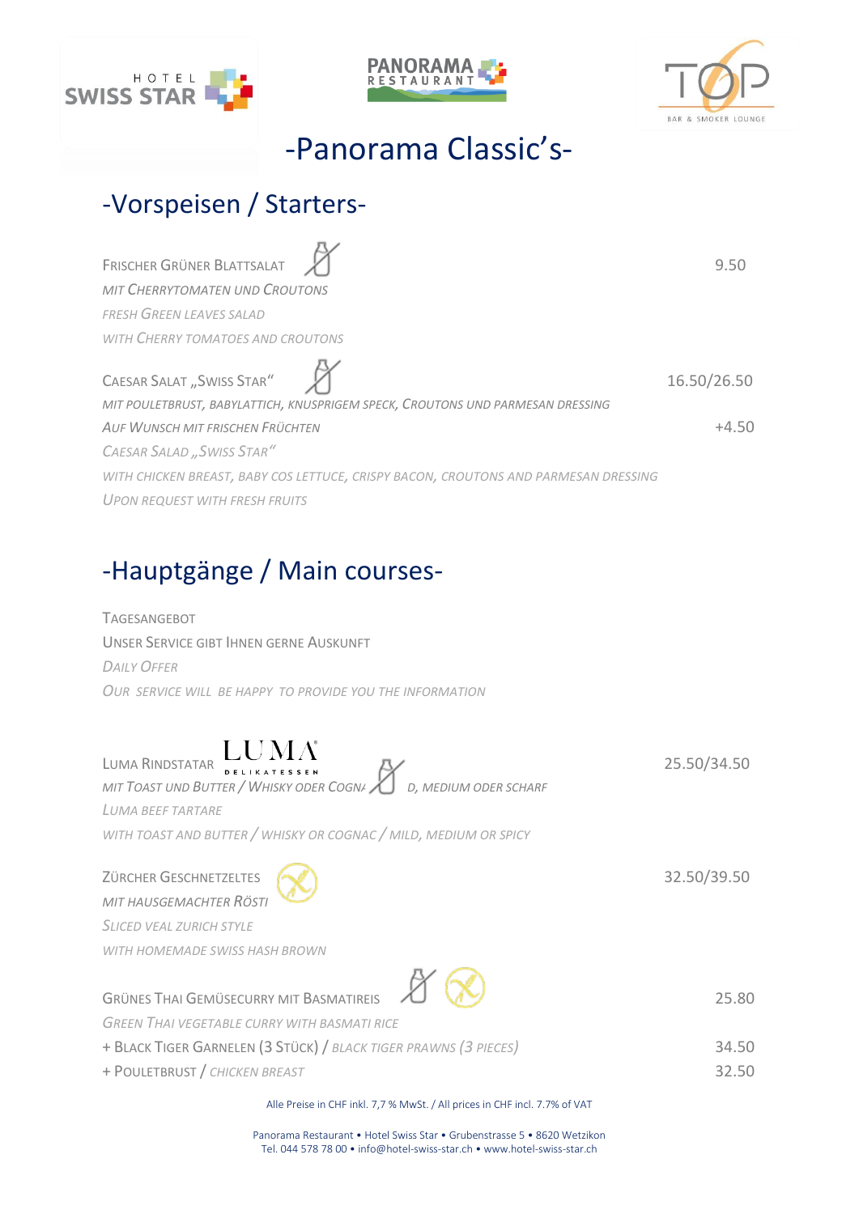# -Panorama Classic's-

## -Vorspeisen / Starters-

Frischer Grüner Blattsalat — 9.50
*mit Cherrytomaten und Croutons*
*Fresh green leaves salad*
*with cherry tomatoes and croutons*

Caesar Salat „Swiss Star" — 16.50/26.50
*mit Pouletbrust, Babylattich, knusprigem Speck, Croutons und Parmesan Dressing*
*Auf Wunsch mit frischen Früchten* — +4.50
*Caesar Salad „Swiss Star"*
*with chicken breast, baby cos lettuce, crispy bacon, croutons and parmesan dressing*
*Upon request with fresh fruits*

## -Hauptgänge / Main courses-

Tagesangebot
Unser Service gibt Ihnen gerne Auskunft
*Daily Offer*
*Our service will be happy to provide you the information*

Luma Rindstatar LUMA DELIKATESSEN — 25.50/34.50
*mit Toast und Butter / Whisky oder Cogna... d, medium oder scharf*
*Luma beef tartare*
*with toast and butter / whisky or cognac / mild, medium or spicy*

Zürcher Geschnetzeltes — 32.50/39.50
*mit hausgemachter Rösti*
*Sliced veal Zurich style*
*with homemade Swiss hash brown*

Grünes Thai Gemüsecurry mit Basmatireis — 25.80
*Green Thai vegetable curry with basmati rice*
+ Black Tiger Garnelen (3 Stück) / *Black tiger prawns (3 pieces)* — 34.50
+ Pouletbrust / *Chicken breast* — 32.50

Alle Preise in CHF inkl. 7,7 % MwSt. / All prices in CHF incl. 7.7% of VAT

Panorama Restaurant • Hotel Swiss Star • Grubenstrasse 5 • 8620 Wetzikon
Tel. 044 578 78 00 • info@hotel-swiss-star.ch • www.hotel-swiss-star.ch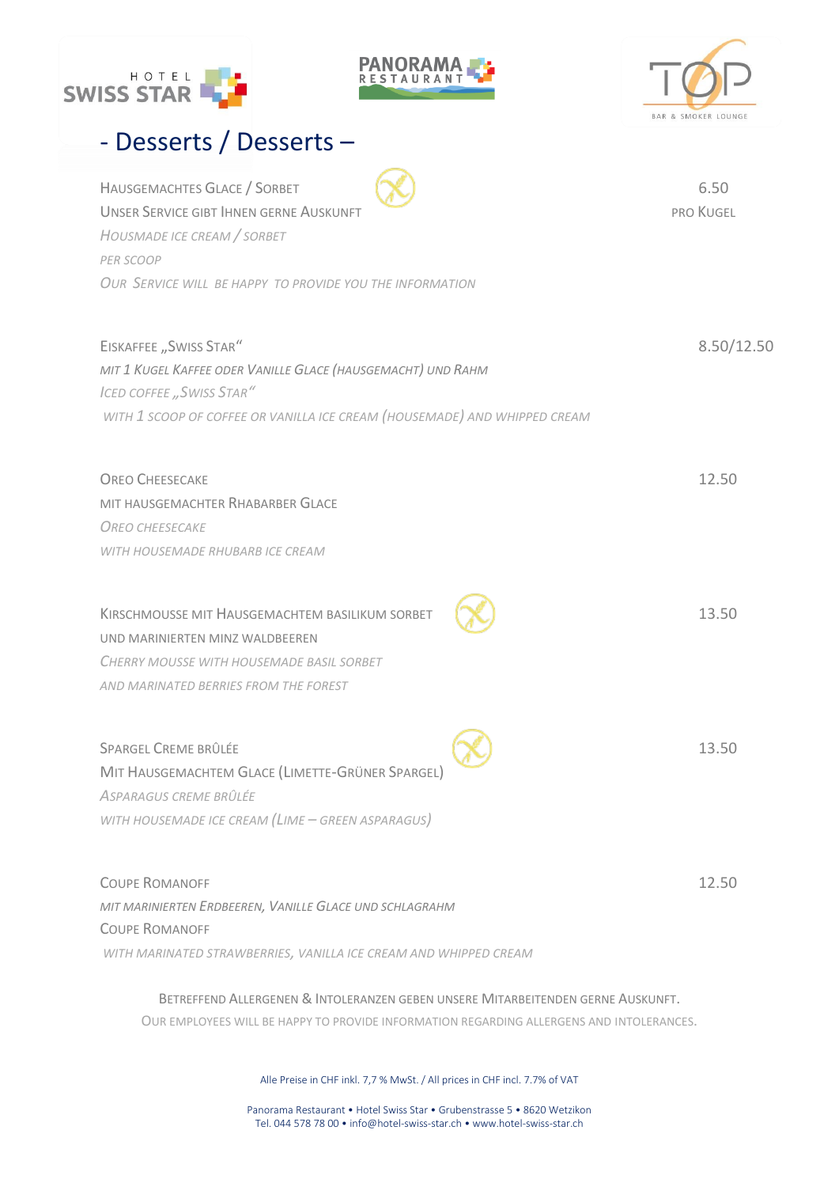# - Desserts / Desserts –

Hausgemachtes Glace / Sorbet — 6.50 pro Kugel
Unser Service gibt Ihnen gerne Auskunft
*Housmade ice cream / sorbet*
*per scoop*
*Our Service will be happy to provide you the information*

Eiskaffee „Swiss Star" — 8.50/12.50
*mit 1 Kugel Kaffee oder Vanille Glace (hausgemacht) und Rahm*
*Iced coffee „Swiss Star"*
*with 1 scoop of coffee or vanilla ice cream (housemade) and whipped cream*

Oreo Cheesecake — 12.50
mit hausgemachter Rhabarber Glace
*Oreo Cheesecake*
*with housemade rhubarb ice cream*

Kirschmousse mit hausgemachtem Basilikum Sorbet — 13.50
und marinierten Minz Waldbeeren
*Cherry mousse with housemade basil sorbet*
*and marinated berries from the forest*

Spargel Creme Brûlée — 13.50
Mit hausgemachtem Glace (Limette-Grüner Spargel)
*Asparagus Creme Brûlée*
*with housemade ice cream (Lime – green asparagus)*

Coupe Romanoff — 12.50
*mit marinierten Erdbeeren, Vanille Glace und Schlagrahm*
Coupe Romanoff
*with marinated strawberries, vanilla ice cream and whipped cream*

Betreffend Allergenen & Intoleranzen geben unsere Mitarbeitenden gerne Auskunft.
Our employees will be happy to provide information regarding allergens and intolerances.

Alle Preise in CHF inkl. 7,7 % MwSt. / All prices in CHF incl. 7.7% of VAT

Panorama Restaurant • Hotel Swiss Star • Grubenstrasse 5 • 8620 Wetzikon
Tel. 044 578 78 00 • info@hotel-swiss-star.ch • www.hotel-swiss-star.ch